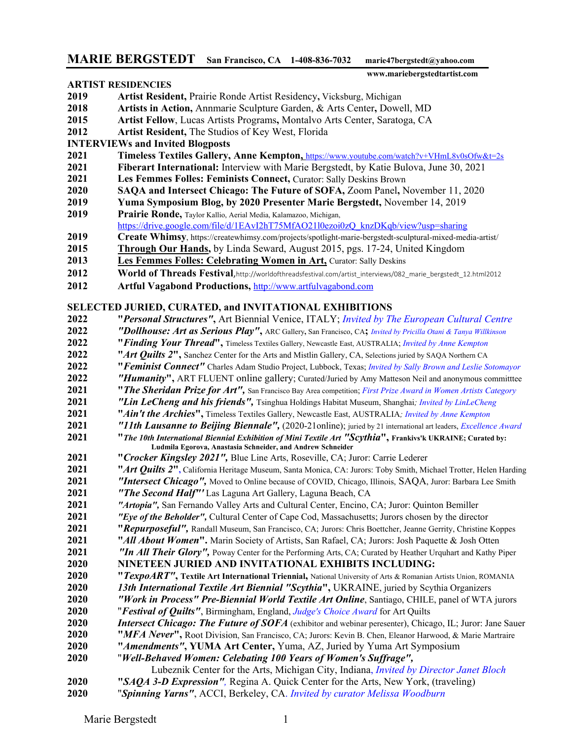# MARIE BERGSTEDT **San Francisco, CA 1-408-836-7032 marie47bergstedt@yahoo.com**

**www.mariebergstedtartist.com**

## ARTIST RESIDENCIES

**2019** **Artist Resident,** Prairie Ronde Artist Residency**,** Vicksburg, Michigan
**2018** **Artists in Action,** Annmarie Sculpture Garden, & Arts Center**,** Dowell, MD
**2015** **Artist Fellow**, Lucas Artists Programs**,** Montalvo Arts Center, Saratoga, CA
**2012** **Artist Resident,** The Studios of Key West, Florida

## INTERVIEWs and Invited Blogposts

**2021** **Timeless Textiles Gallery, Anne Kempton,** https://www.youtube.com/watch?v+VHmL8v0sOfw&t=2s
**2021** **Fiberart International:** Interview with Marie Bergstedt, by Katie Bulova, June 30, 2021
**2021** **Les Femmes Folles: Feminists Connect,** Curator: Sally Deskins Brown
**2020** **SAQA and Intersect Chicago: The Future of SOFA,** Zoom Panel**,** November 11, 2020
**2019** **Yuma Symposium Blog, by 2020 Presenter Marie Bergstedt,** November 14, 2019
**2019** **Prairie Ronde,** Taylor Kallio, Aerial Media, Kalamazoo, Michigan, https://drive.google.com/file/d/1EAvI2hT75MfAO21l0ezoi0zQ_knzDKqb/view?usp=sharing
**2019** **Create Whimsy**, https://createwhimsy.com/projects/spotlight-marie-bergstedt-sculptural-mixed-media-artist/
**2015** **Through Our Hands,** by Linda Seward, August 2015, pgs. 17-24, United Kingdom
**2013** **Les Femmes Folles: Celebrating Women in Art,** Curator: Sally Deskins
**2012** **World of Threads Festival**,http://worldofthreadsfestival.com/artist_interviews/082_marie_bergstedt_12.html2012
**2012** **Artful Vagabond Productions,** http://www.artfulvagabond.com

## SELECTED JURIED, CURATED, and INVITATIONAL EXHIBITIONS

**2022** **"*Personal Structures*",** Art Biennial Venice, ITALY; *Invited by The European Cultural Centre*
**2022** ***"Dollhouse: Art as Serious Play"*,** ARC Gallery**,** San Francisco, CA**;** *Invited by Pricilla Otani & Tanya Willkinson*
**2022** **"*Finding Your Thread*",** Timeless Textiles Gallery, Newcastle East, AUSTRALIA; *Invited by Anne Kempton*
**2022** **"*Art Quilts 2*",** Sanchez Center for the Arts and Mistlin Gallery, CA, Selections juried by SAQA Northern CA
**2022** **"*Feminist Connect"*** Charles Adam Studio Project, Lubbock, Texas; *Invited by Sally Brown and Leslie Sotomayor*
**2022** ***"Humanity*",** ART FLUENT online gallery; Curated/Juried by Amy Matteson Neil and anonymous committtee
**2021** **"*The Sheridan Prize for Art",*** San Francisco Bay Area competition; *First Prize Award in Women Artists Category*
**2021** ***"Lin LeCheng and his friends",*** Tsinghua Holdings Habitat Museum, Shanghai*; Invited by LinLeCheng*
**2021** **"*Ain't the Archies*",** Timeless Textiles Gallery, Newcastle East, AUSTRALIA*; Invited by Anne Kempton*
**2021** ***"11th Lausanne to Beijing Biennale",*** (2020-21online); juried by 21 international art leaders, *Excellence Award*
**2021** **"*The 10th International Biennial Exhibition of Mini Textile Art "Scythia*", Frankivs'k UKRAINE; Curated by: Ludmila Egorova, Anastasia Schneider, and Andrew Schneider**
**2021** **"*Crocker Kingsley 2021",*** Blue Line Arts, Roseville, CA; Juror: Carrie Lederer
**2021** **"*Art Quilts 2*",** California Heritage Museum, Santa Monica, CA: Jurors: Toby Smith, Michael Trotter, Helen Harding
**2021** ***"Intersect Chicago",*** Moved to Online because of COVID, Chicago, Illinois, SAQA, Juror: Barbara Lee Smith
**2021** ***"The Second Half"'*** Las Laguna Art Gallery, Laguna Beach, CA
**2021** ***"Artopia",*** San Fernando Valley Arts and Cultural Center, Encino, CA; Juror: Quinton Bemiller
**2021** ***"Eye of the Beholder",*** Cultural Center of Cape Cod, Massachusetts; Jurors chosen by the director
**2021** **"*Repurposeful",*** Randall Museum, San Francisco, CA; Jurors: Chris Boettcher, Jeanne Gerrity, Christine Koppes
**2021** **"*All About Women*".** Marin Society of Artists, San Rafael, CA; Jurors: Josh Paquette & Josh Otten
**2021** ***"In All Their Glory",*** Poway Center for the Performing Arts, CA; Curated by Heather Urquhart and Kathy Piper
**2020** **NINETEEN JURIED AND INVITATIONAL EXHIBITS INCLUDING:**
**2020** **"*TexpoART*", Textile Art International Triennial,** National University of Arts & Romanian Artists Union, ROMANIA
**2020** ***13th International Textile Art Biennial "Scythia*",** UKRAINE, juried by Scythia Organizers
**2020** ***"Work in Process" Pre-Biennial World Textile Art Online***, Santiago, CHILE, panel of WTA jurors
**2020** "***Festival of Quilts***", Birmingham, England, *Judge's Choice Award* for Art Quilts
**2020** ***Intersect Chicago: The Future of SOFA*** (exhibitor and webinar peresenter), Chicago, IL; Juror: Jane Sauer
**2020** **"*MFA Never*",** Root Division, San Francisco, CA; Jurors: Kevin B. Chen, Eleanor Harwood, & Marie Martraire
**2020** **"*Amendments*", YUMA Art Center,** Yuma, AZ, Juried by Yuma Art Symposium
**2020** "***Well-Behaved Women: Celebating 100 Years of Women's Suffrage",*** Lubeznik Center for the Arts, Michigan City, Indiana, *Invited by Director Janet Bloch*
**2020** **"*SAQA 3-D Expression",*** Regina A. Quick Center for the Arts, New York, (traveling)
**2020** "***Spinning Yarns"***, ACCI, Berkeley, CA. *Invited by curator Melissa Woodburn*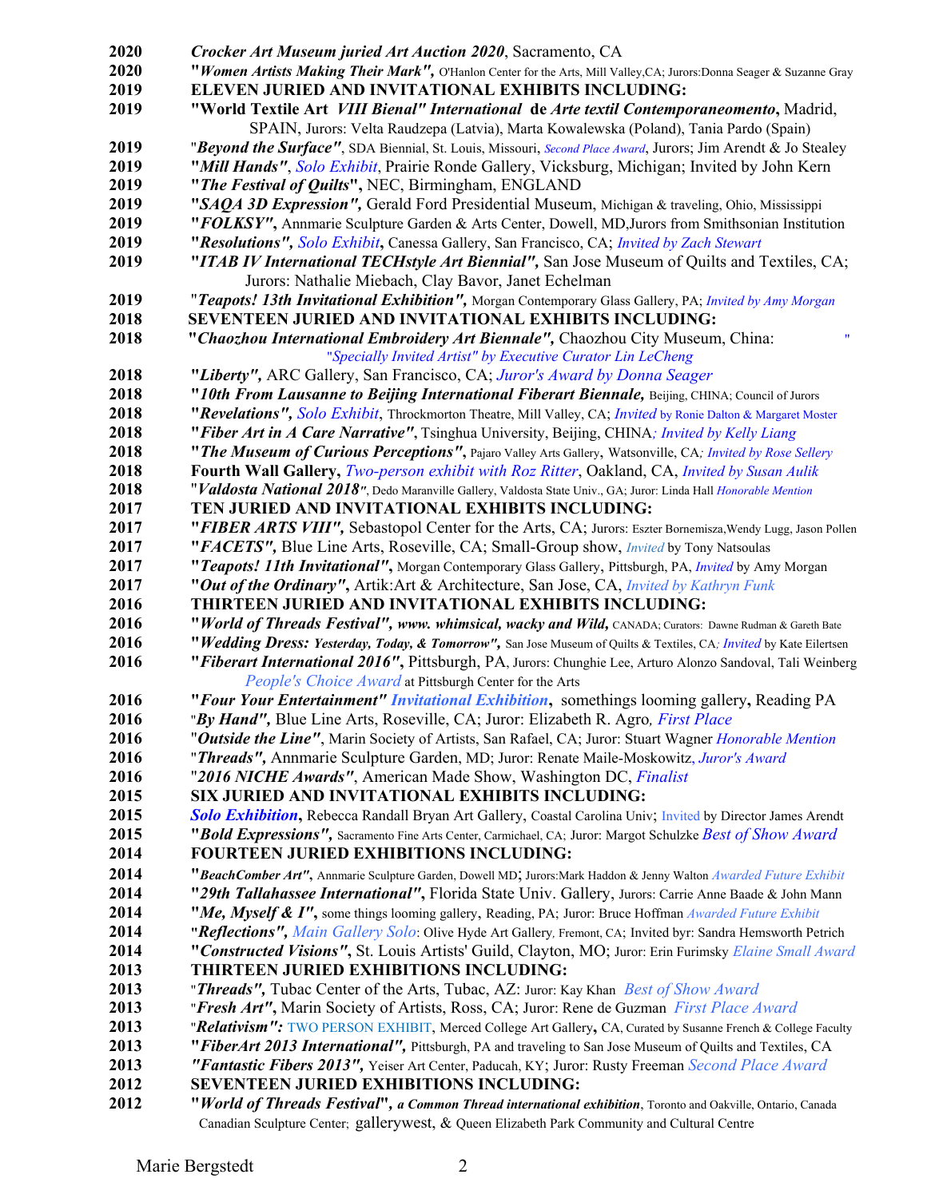| | |
|---|---|
| 2020 | ***Crocker Art Museum juried Art Auction 2020***, Sacramento, CA |
| 2020 | ***"Women Artists Making Their Mark"***, O'Hanlon Center for the Arts, Mill Valley,CA; Jurors:Donna Seager & Suzanne Gray |
| 2019 | **ELEVEN JURIED AND INVITATIONAL EXHIBITS INCLUDING:** |
| 2019 | **"World Textile Art *VIII Bienal" International* de *Arte textil Contemporaneomento***, Madrid, SPAIN, Jurors: Velta Raudzepa (Latvia), Marta Kowalewska (Poland), Tania Pardo (Spain) |
| 2019 | ***"Beyond the Surface"***, SDA Biennial, St. Louis, Missouri, *Second Place Award*, Jurors; Jim Arendt & Jo Stealey |
| 2019 | ***"Mill Hands"***, *Solo Exhibit*, Prairie Ronde Gallery, Vicksburg, Michigan; Invited by John Kern |
| 2019 | ***"The Festival of Quilts"***, NEC, Birmingham, ENGLAND |
| 2019 | ***"SAQA 3D Expression"***, Gerald Ford Presidential Museum, Michigan & traveling, Ohio, Mississippi |
| 2019 | ***"FOLKSY"***, Annmarie Sculpture Garden & Arts Center, Dowell, MD,Jurors from Smithsonian Institution |
| 2019 | ***"Resolutions"***, *Solo Exhibit*, Canessa Gallery, San Francisco, CA; *Invited by Zach Stewart* |
| 2019 | ***"ITAB IV International TECHstyle Art Biennial"***, San Jose Museum of Quilts and Textiles, CA; Jurors: Nathalie Miebach, Clay Bavor, Janet Echelman |
| 2019 | ***"Teapots! 13th Invitational Exhibition"***, Morgan Contemporary Glass Gallery, PA; *Invited by Amy Morgan* |
| 2018 | **SEVENTEEN JURIED AND INVITATIONAL EXHIBITS INCLUDING:** |
| 2018 | ***"Chaozhou International Embroidery Art Biennale"***, Chaozhou City Museum, China: *"Specially Invited Artist" by Executive Curator Lin LeCheng* |
| 2018 | ***"Liberty"***, ARC Gallery, San Francisco, CA; *Juror's Award by Donna Seager* |
| 2018 | ***"10th From Lausanne to Beijing International Fiberart Biennale***, Beijing, CHINA; Council of Jurors |
| 2018 | ***"Revelations"***, *Solo Exhibit*, Throckmorton Theatre, Mill Valley, CA; *Invited* by Ronie Dalton & Margaret Moster |
| 2018 | ***"Fiber Art in A Care Narrative"***, Tsinghua University, Beijing, CHINA*; Invited by Kelly Liang* |
| 2018 | ***"The Museum of Curious Perceptions"***, Pajaro Valley Arts Gallery, Watsonville, CA*; Invited by Rose Sellery* |
| 2018 | **Fourth Wall Gallery**, *Two-person exhibit with Roz Ritter*, Oakland, CA, *Invited by Susan Aulik* |
| 2018 | ***"Valdosta National 2018"***, Dedo Maranville Gallery, Valdosta State Univ., GA; Juror: Linda Hall *Honorable Mention* |
| 2017 | **TEN JURIED AND INVITATIONAL EXHIBITS INCLUDING:** |
| 2017 | ***"FIBER ARTS VIII"***, Sebastopol Center for the Arts, CA; Jurors: Eszter Bornemisza,Wendy Lugg, Jason Pollen |
| 2017 | ***"FACETS"***, Blue Line Arts, Roseville, CA; Small-Group show, *Invited* by Tony Natsoulas |
| 2017 | ***"Teapots! 11th Invitational"***, Morgan Contemporary Glass Gallery, Pittsburgh, PA, *Invited* by Amy Morgan |
| 2017 | ***"Out of the Ordinary"***, Artik:Art & Architecture, San Jose, CA, *Invited by Kathryn Funk* |
| 2016 | **THIRTEEN JURIED AND INVITATIONAL EXHIBITS INCLUDING:** |
| 2016 | ***"World of Threads Festival", www. whimsical, wacky and Wild***, CANADA; Curators: Dawne Rudman & Gareth Bate |
| 2016 | ***"Wedding Dress: Yesterday, Today, & Tomorrow"***, San Jose Museum of Quilts & Textiles, CA*; Invited* by Kate Eilertsen |
| 2016 | ***"Fiberart International 2016"***, Pittsburgh, PA, Jurors: Chunghie Lee, Arturo Alonzo Sandoval, Tali Weinberg *People's Choice Award* at Pittsburgh Center for the Arts |
| 2016 | ***"Four Your Entertainment" Invitational Exhibition***, somethings looming gallery, Reading PA |
| 2016 | ***"By Hand"***, Blue Line Arts, Roseville, CA; Juror: Elizabeth R. Agro*, First Place* |
| 2016 | ***"Outside the Line"***, Marin Society of Artists, San Rafael, CA; Juror: Stuart Wagner *Honorable Mention* |
| 2016 | ***"Threads"***, Annmarie Sculpture Garden, MD; Juror: Renate Maile-Moskowitz, *Juror's Award* |
| 2016 | ***"2016 NICHE Awards"***, American Made Show, Washington DC, *Finalist* |
| 2015 | **SIX JURIED AND INVITATIONAL EXHIBITS INCLUDING:** |
| 2015 | ***Solo Exhibition***, Rebecca Randall Bryan Art Gallery, Coastal Carolina Univ; Invited by Director James Arendt |
| 2015 | ***"Bold Expressions"***, Sacramento Fine Arts Center, Carmichael, CA; Juror: Margot Schulzke *Best of Show Award* |
| 2014 | **FOURTEEN JURIED EXHIBITIONS INCLUDING:** |
| 2014 | ***"BeachComber Art"***, Annmarie Sculpture Garden, Dowell MD; Jurors:Mark Haddon & Jenny Walton *Awarded Future Exhibit* |
| 2014 | ***"29th Tallahassee International"***, Florida State Univ. Gallery, Jurors: Carrie Anne Baade & John Mann |
| 2014 | ***"Me, Myself & I"***, some things looming gallery, Reading, PA; Juror: Bruce Hoffman *Awarded Future Exhibit* |
| 2014 | ***"Reflections"***, *Main Gallery Solo*: Olive Hyde Art Gallery, Fremont, CA; Invited byr: Sandra Hemsworth Petrich |
| 2014 | ***"Constructed Visions"***, St. Louis Artists' Guild, Clayton, MO; Juror: Erin Furimsky *Elaine Small Award* |
| 2013 | **THIRTEEN JURIED EXHIBITIONS INCLUDING:** |
| 2013 | ***"Threads"***, Tubac Center of the Arts, Tubac, AZ: Juror: Kay Khan *Best of Show Award* |
| 2013 | ***"Fresh Art"***, Marin Society of Artists, Ross, CA; Juror: Rene de Guzman *First Place Award* |
| 2013 | ***"Relativism"***: TWO PERSON EXHIBIT, Merced College Art Gallery, CA, Curated by Susanne French & College Faculty |
| 2013 | ***"FiberArt 2013 International"***, Pittsburgh, PA and traveling to San Jose Museum of Quilts and Textiles, CA |
| 2013 | ***"Fantastic Fibers 2013"***, Yeiser Art Center, Paducah, KY; Juror: Rusty Freeman *Second Place Award* |
| 2012 | **SEVENTEEN JURIED EXHIBITIONS INCLUDING:** |
| 2012 | ***"World of Threads Festival"***, ***a Common Thread international exhibition***, Toronto and Oakville, Ontario, Canada Canadian Sculpture Center; gallerywest, & Queen Elizabeth Park Community and Cultural Centre |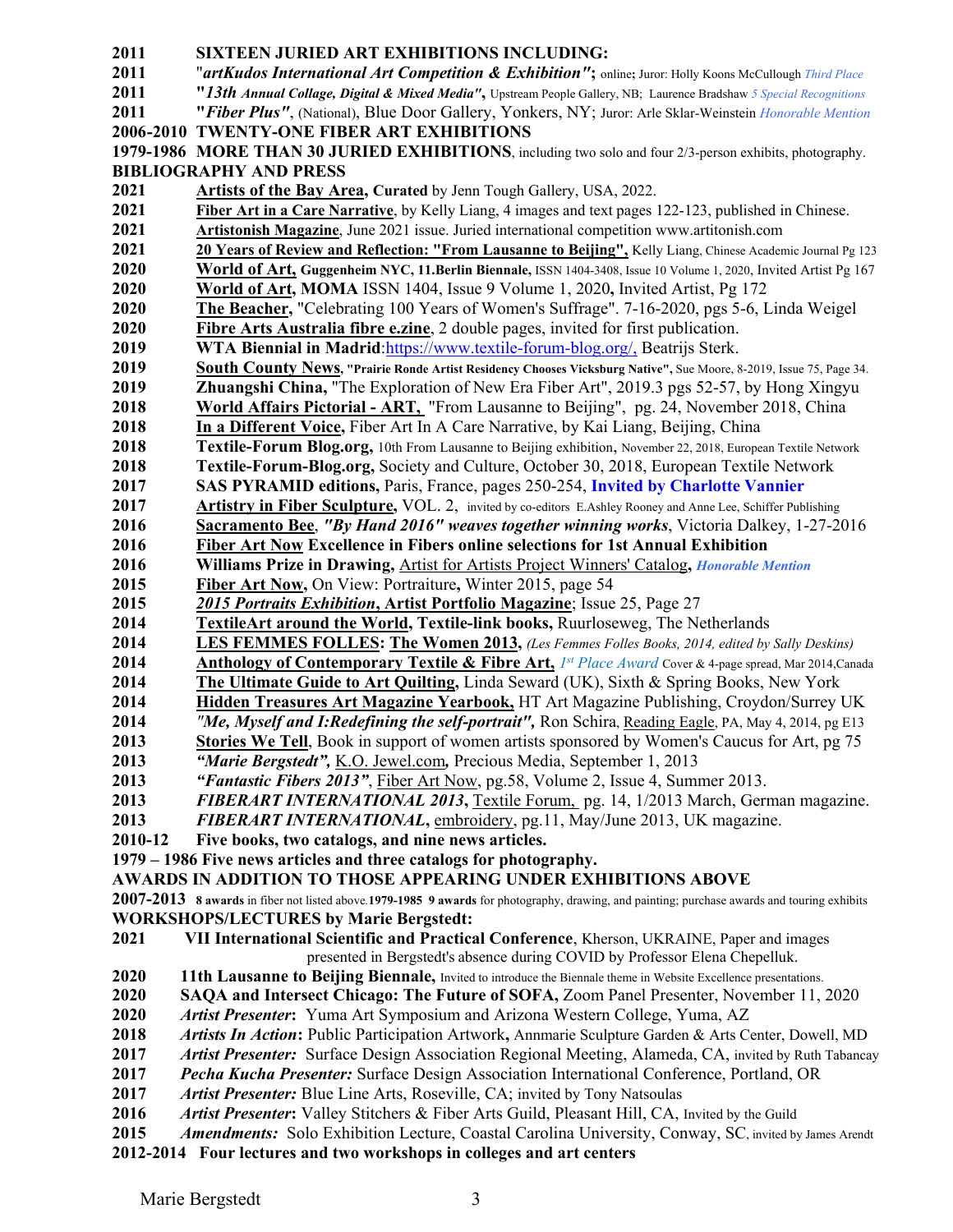**2011 SIXTEEN JURIED ART EXHIBITIONS INCLUDING:**

**2011** "***artKudos International Art Competition & Exhibition*"**; online; Juror: Holly Koons McCullough *Third Place*

**2011** **"*13th Annual Collage, Digital & Mixed Media*",** Upstream People Gallery, NB; Laurence Bradshaw *5 Special Recognitions*

**2011** **"*Fiber Plus*"**, (National), Blue Door Gallery, Yonkers, NY; Juror: Arle Sklar-Weinstein *Honorable Mention*

**2006-2010 TWENTY-ONE FIBER ART EXHIBITIONS**

**1979-1986 MORE THAN 30 JURIED EXHIBITIONS**, including two solo and four 2/3-person exhibits, photography.

## BIBLIOGRAPHY AND PRESS

**2021** **Artists of the Bay Area, Curated** by Jenn Tough Gallery, USA, 2022.

**2021** **Fiber Art in a Care Narrative**, by Kelly Liang, 4 images and text pages 122-123, published in Chinese.

**2021** **Artistonish Magazine**, June 2021 issue. Juried international competition www.artitonish.com

**2021** **20 Years of Review and Reflection: "From Lausanne to Beijing",** Kelly Liang, Chinese Academic Journal Pg 123

**2020** **World of Art, Guggenheim NYC, 11.Berlin Biennale,** ISSN 1404-3408, Issue 10 Volume 1, 2020, Invited Artist Pg 167

**2020** **World of Art, MOMA** ISSN 1404, Issue 9 Volume 1, 2020**,** Invited Artist, Pg 172

**2020** **The Beacher,** "Celebrating 100 Years of Women's Suffrage". 7-16-2020, pgs 5-6, Linda Weigel

**2020** **Fibre Arts Australia fibre e.zine**, 2 double pages, invited for first publication.

**2019** **WTA Biennial in Madrid**:https://www.textile-forum-blog.org/, Beatrijs Sterk.

**2019** **South County News, "Prairie Ronde Artist Residency Chooses Vicksburg Native"**, Sue Moore, 8-2019, Issue 75, Page 34.

**2019** **Zhuangshi China,** "The Exploration of New Era Fiber Art", 2019.3 pgs 52-57, by Hong Xingyu

**2018** **World Affairs Pictorial - ART,** "From Lausanne to Beijing", pg. 24, November 2018, China

**2018** **In a Different Voice,** Fiber Art In A Care Narrative, by Kai Liang, Beijing, China

**2018** **Textile-Forum Blog.org,** 10th From Lausanne to Beijing exhibition, November 22, 2018, European Textile Network

**2018** **Textile-Forum-Blog.org,** Society and Culture, October 30, 2018, European Textile Network

**2017** **SAS PYRAMID editions,** Paris, France, pages 250-254, **Invited by Charlotte Vannier**

**2017** **Artistry in Fiber Sculpture,** VOL. 2, invited by co-editors E.Ashley Rooney and Anne Lee, Schiffer Publishing

**2016** **Sacramento Bee**, ***"By Hand 2016" weaves together winning works***, Victoria Dalkey, 1-27-2016

**2016** **Fiber Art Now Excellence in Fibers online selections for 1st Annual Exhibition**

**2016** **Williams Prize in Drawing,** Artist for Artists Project Winners' Catalog, ***Honorable Mention***

**2015** **Fiber Art Now,** On View: Portraiture**,** Winter 2015, page 54

**2015** ***2015 Portraits Exhibition*, Artist Portfolio Magazine**; Issue 25, Page 27

**2014** **TextileArt around the World, Textile-link books,** Ruurloseweg, The Netherlands

**2014** **LES FEMMES FOLLES: The Women 2013,** *(Les Femmes Folles Books, 2014, edited by Sally Deskins)*

**2014** **Anthology of Contemporary Textile & Fibre Art,** *1st Place Award* Cover & 4-page spread, Mar 2014,Canada

**2014** **The Ultimate Guide to Art Quilting,** Linda Seward (UK), Sixth & Spring Books, New York

**2014** **Hidden Treasures Art Magazine Yearbook,** HT Art Magazine Publishing, Croydon/Surrey UK

**2014** ***"Me, Myself and I:Redefining the self-portrait",*** Ron Schira, Reading Eagle, PA, May 4, 2014, pg E13

**2013** **Stories We Tell**, Book in support of women artists sponsored by Women's Caucus for Art, pg 75

**2013** ***"Marie Bergstedt",*** K.O. Jewel.com*,* Precious Media, September 1, 2013

**2013** ***"Fantastic Fibers 2013"***, Fiber Art Now, pg.58, Volume 2, Issue 4, Summer 2013.

**2013** ***FIBERART INTERNATIONAL 2013***, Textile Forum, pg. 14, 1/2013 March, German magazine.

**2013** ***FIBERART INTERNATIONAL***, embroidery, pg.11, May/June 2013, UK magazine.

**2010-12 Five books, two catalogs, and nine news articles.**

**1979 – 1986 Five news articles and three catalogs for photography.**

## AWARDS IN ADDITION TO THOSE APPEARING UNDER EXHIBITIONS ABOVE

**2007-2013** **8 awards** in fiber not listed above.**1979-1985** **9 awards** for photography, drawing, and painting; purchase awards and touring exhibits

## WORKSHOPS/LECTURES by Marie Bergstedt:

**2021** **VII International Scientific and Practical Conference**, Kherson, UKRAINE, Paper and images presented in Bergstedt's absence during COVID by Professor Elena Chepelluk.

**2020** **11th Lausanne to Beijing Biennale,** Invited to introduce the Biennale theme in Website Excellence presentations.

**2020** **SAQA and Intersect Chicago: The Future of SOFA,** Zoom Panel Presenter, November 11, 2020

**2020** ***Artist Presenter*:** Yuma Art Symposium and Arizona Western College, Yuma, AZ

**2018** ***Artists In Action*:** Public Participation Artwork**,** Annmarie Sculpture Garden & Arts Center, Dowell, MD

**2017** ***Artist Presenter:*** Surface Design Association Regional Meeting, Alameda, CA, invited by Ruth Tabancay

**2017** ***Pecha Kucha Presenter:*** Surface Design Association International Conference, Portland, OR

**2017** ***Artist Presenter:*** Blue Line Arts, Roseville, CA; invited by Tony Natsoulas

**2016** ***Artist Presenter*:** Valley Stitchers & Fiber Arts Guild, Pleasant Hill, CA, Invited by the Guild

**2015** ***Amendments:*** Solo Exhibition Lecture, Coastal Carolina University, Conway, SC, invited by James Arendt

**2012-2014 Four lectures and two workshops in colleges and art centers**